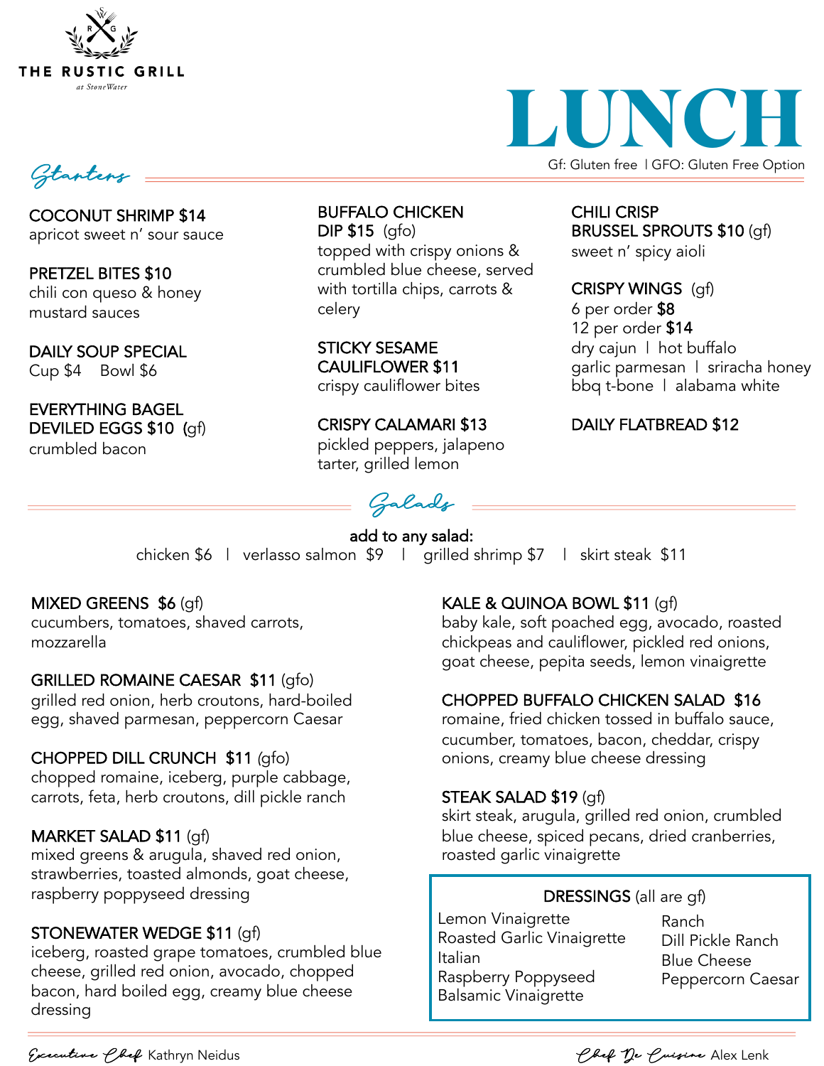THE RUSTIC GRILL
*at StoneWater*

# LUNCH

Gf: Gluten free | GFO: Gluten Free Option

## *Starters*

**COCONUT SHRIMP $14**
apricot sweet n' sour sauce

**PRETZEL BITES $10**
chili con queso & honey mustard sauces

**DAILY SOUP SPECIAL**
Cup $4 Bowl $6

**EVERYTHING BAGEL DEVILED EGGS $10** (gf)
crumbled bacon

**BUFFALO CHICKEN DIP $15** (gfo)
topped with crispy onions & crumbled blue cheese, served with tortilla chips, carrots & celery

**STICKY SESAME CAULIFLOWER $11**
crispy cauliflower bites

**CRISPY CALAMARI $13**
pickled peppers, jalapeno tarter, grilled lemon

**CHILI CRISP BRUSSEL SPROUTS $10** (gf)
sweet n' spicy aioli

**CRISPY WINGS** (gf)
6 per order **$8**
12 per order **$14**
dry cajun | hot buffalo
garlic parmesan | sriracha honey
bbq t-bone | alabama white

**DAILY FLATBREAD $12**

## *Salads*

**add to any salad:**
chicken $6 | verlasso salmon $9 | grilled shrimp $7 | skirt steak $11

**MIXED GREENS $6** (gf)
cucumbers, tomatoes, shaved carrots, mozzarella

**GRILLED ROMAINE CAESAR $11** (gfo)
grilled red onion, herb croutons, hard-boiled egg, shaved parmesan, peppercorn Caesar

**CHOPPED DILL CRUNCH $11** (gfo)
chopped romaine, iceberg, purple cabbage, carrots, feta, herb croutons, dill pickle ranch

**MARKET SALAD $11** (gf)
mixed greens & arugula, shaved red onion, strawberries, toasted almonds, goat cheese, raspberry poppyseed dressing

**STONEWATER WEDGE $11** (gf)
iceberg, roasted grape tomatoes, crumbled blue cheese, grilled red onion, avocado, chopped bacon, hard boiled egg, creamy blue cheese dressing

**KALE & QUINOA BOWL $11** (gf)
baby kale, soft poached egg, avocado, roasted chickpeas and cauliflower, pickled red onions, goat cheese, pepita seeds, lemon vinaigrette

**CHOPPED BUFFALO CHICKEN SALAD $16**
romaine, fried chicken tossed in buffalo sauce, cucumber, tomatoes, bacon, cheddar, crispy onions, creamy blue cheese dressing

**STEAK SALAD $19** (gf)
skirt steak, arugula, grilled red onion, crumbled blue cheese, spiced pecans, dried cranberries, roasted garlic vinaigrette

**DRESSINGS** (all are gf)
Lemon Vinaigrette
Roasted Garlic Vinaigrette
Italian
Raspberry Poppyseed
Balsamic Vinaigrette
Ranch
Dill Pickle Ranch
Blue Cheese
Peppercorn Caesar

*Executive Chef* Kathryn Neidus

*Chef De Cuisine* Alex Lenk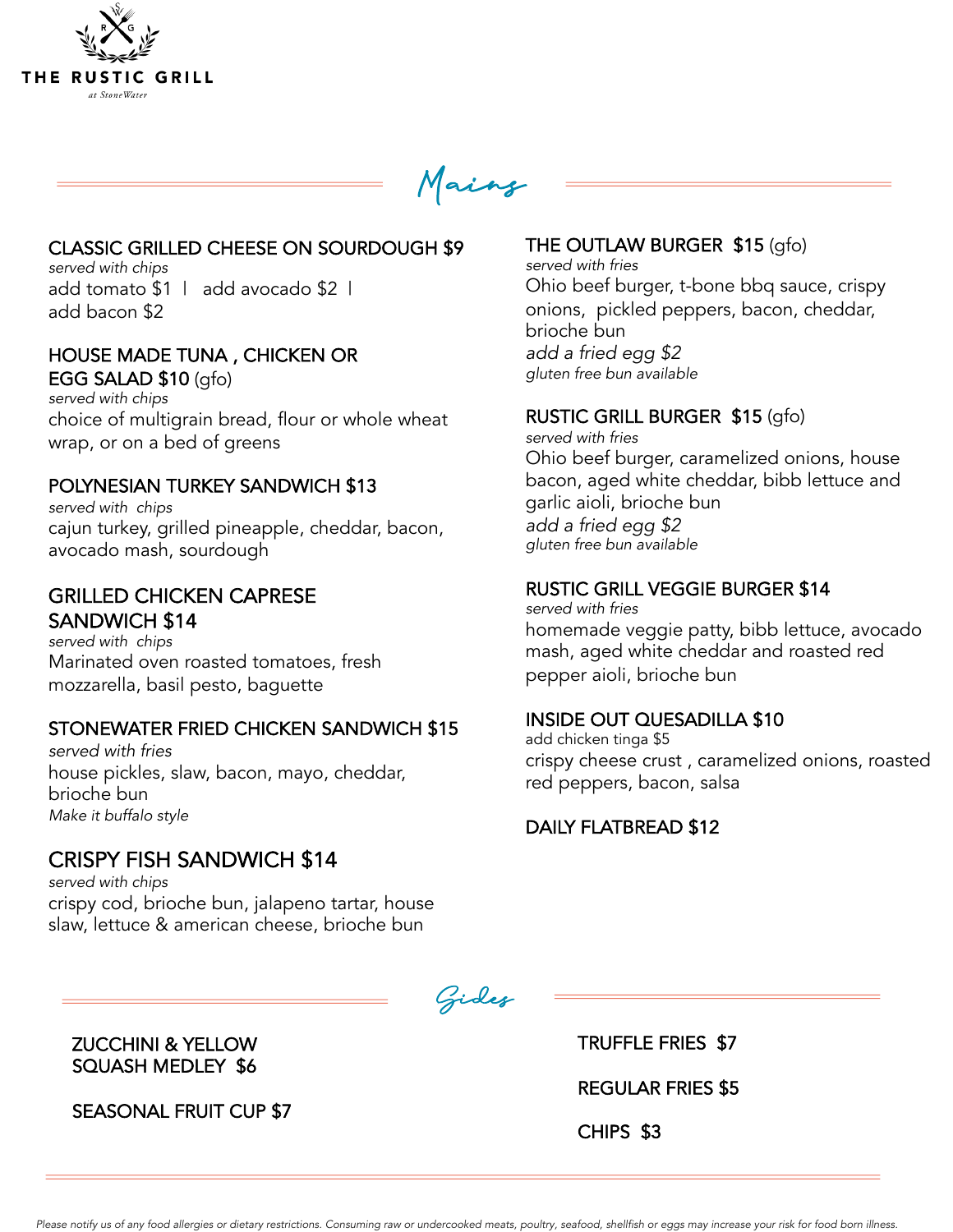# THE RUSTIC GRILL

*at StoneWater*

## Mains

### CLASSIC GRILLED CHEESE ON SOURDOUGH $9

*served with chips*

add tomato $1 | add avocado $2 | add bacon $2

### HOUSE MADE TUNA , CHICKEN OR EGG SALAD $10 (gfo)

*served with chips*

choice of multigrain bread, flour or whole wheat wrap, or on a bed of greens

### POLYNESIAN TURKEY SANDWICH $13

*served with chips*

cajun turkey, grilled pineapple, cheddar, bacon, avocado mash, sourdough

### GRILLED CHICKEN CAPRESE SANDWICH $14

*served with chips*

Marinated oven roasted tomatoes, fresh mozzarella, basil pesto, baguette

### STONEWATER FRIED CHICKEN SANDWICH $15

*served with fries*

house pickles, slaw, bacon, mayo, cheddar, brioche bun

*Make it buffalo style*

### CRISPY FISH SANDWICH $14

*served with chips*

crispy cod, brioche bun, jalapeno tartar, house slaw, lettuce & american cheese, brioche bun

### THE OUTLAW BURGER $15 (gfo)

*served with fries*

Ohio beef burger, t-bone bbq sauce, crispy onions, pickled peppers, bacon, cheddar, brioche bun

*add a fried egg $2*

*gluten free bun available*

### RUSTIC GRILL BURGER $15 (gfo)

*served with fries*

Ohio beef burger, caramelized onions, house bacon, aged white cheddar, bibb lettuce and garlic aioli, brioche bun

*add a fried egg $2*

*gluten free bun available*

### RUSTIC GRILL VEGGIE BURGER $14

*served with fries*

homemade veggie patty, bibb lettuce, avocado mash, aged white cheddar and roasted red pepper aioli, brioche bun

### INSIDE OUT QUESADILLA $10

add chicken tinga $5

crispy cheese crust , caramelized onions, roasted red peppers, bacon, salsa

### DAILY FLATBREAD $12

## Sides

ZUCCHINI & YELLOW SQUASH MEDLEY $6

SEASONAL FRUIT CUP $7

TRUFFLE FRIES $7

REGULAR FRIES $5

CHIPS $3

*Please notify us of any food allergies or dietary restrictions. Consuming raw or undercooked meats, poultry, seafood, shellfish or eggs may increase your risk for food born illness.*